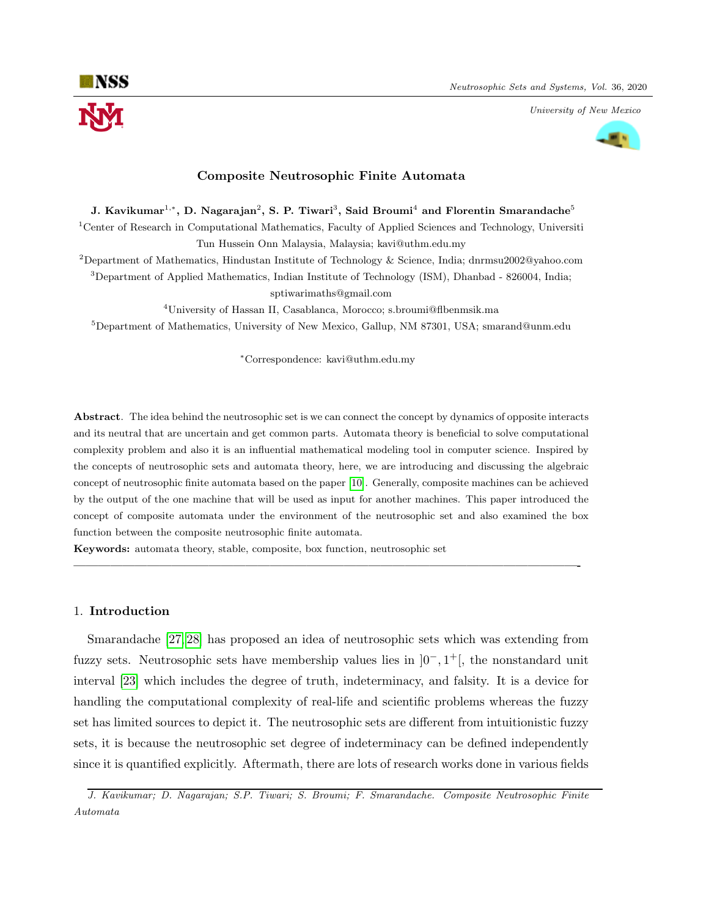# Composite Neutrosophic Finite Automata

**J. Kavikumar[1,*], D. Nagarajan[2], S. P. Tiwari[3], Said Broumi[4] and Florentin Smarandache[5]**

[1]Center of Research in Computational Mathematics, Faculty of Applied Sciences and Technology, Universiti Tun Hussein Onn Malaysia, Malaysia; kavi@uthm.edu.my

[2]Department of Mathematics, Hindustan Institute of Technology & Science, India; dnrmsu2002@yahoo.com

[3]Department of Applied Mathematics, Indian Institute of Technology (ISM), Dhanbad - 826004, India; sptiwarimaths@gmail.com

[4]University of Hassan II, Casablanca, Morocco; s.broumi@flbenmsik.ma

[5]Department of Mathematics, University of New Mexico, Gallup, NM 87301, USA; smarand@unm.edu

*Correspondence: kavi@uthm.edu.my

**Abstract**. The idea behind the neutrosophic set is we can connect the concept by dynamics of opposite interacts and its neutral that are uncertain and get common parts. Automata theory is beneficial to solve computational complexity problem and also it is an influential mathematical modeling tool in computer science. Inspired by the concepts of neutrosophic sets and automata theory, here, we are introducing and discussing the algebraic concept of neutrosophic finite automata based on the paper [10]. Generally, composite machines can be achieved by the output of the one machine that will be used as input for another machines. This paper introduced the concept of composite automata under the environment of the neutrosophic set and also examined the box function between the composite neutrosophic finite automata.

**Keywords:** automata theory, stable, composite, box function, neutrosophic set

---

## 1. **Introduction**

Smarandache [27, 28] has proposed an idea of neutrosophic sets which was extending from fuzzy sets. Neutrosophic sets have membership values lies in $]0^-, 1^+[$, the nonstandard unit interval [23] which includes the degree of truth, indeterminacy, and falsity. It is a device for handling the computational complexity of real-life and scientific problems whereas the fuzzy set has limited sources to depict it. The neutrosophic sets are different from intuitionistic fuzzy sets, it is because the neutrosophic set degree of indeterminacy can be defined independently since it is quantified explicitly. Aftermath, there are lots of research works done in various fields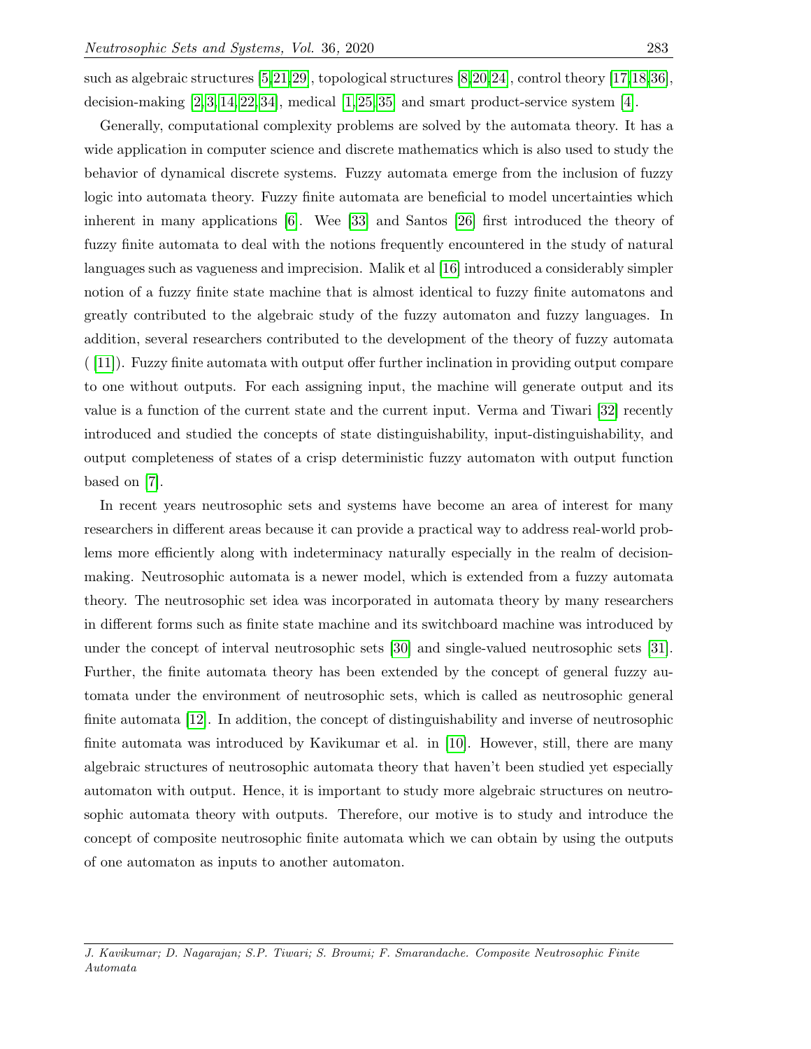such as algebraic structures [5,21,29], topological structures [8,20,24], control theory [17,18,36], decision-making [2,3,14,22,34], medical [1,25,35] and smart product-service system [4].

Generally, computational complexity problems are solved by the automata theory. It has a wide application in computer science and discrete mathematics which is also used to study the behavior of dynamical discrete systems. Fuzzy automata emerge from the inclusion of fuzzy logic into automata theory. Fuzzy finite automata are beneficial to model uncertainties which inherent in many applications [6]. Wee [33] and Santos [26] first introduced the theory of fuzzy finite automata to deal with the notions frequently encountered in the study of natural languages such as vagueness and imprecision. Malik et al [16] introduced a considerably simpler notion of a fuzzy finite state machine that is almost identical to fuzzy finite automatons and greatly contributed to the algebraic study of the fuzzy automaton and fuzzy languages. In addition, several researchers contributed to the development of the theory of fuzzy automata ( [11]). Fuzzy finite automata with output offer further inclination in providing output compare to one without outputs. For each assigning input, the machine will generate output and its value is a function of the current state and the current input. Verma and Tiwari [32] recently introduced and studied the concepts of state distinguishability, input-distinguishability, and output completeness of states of a crisp deterministic fuzzy automaton with output function based on [7].

In recent years neutrosophic sets and systems have become an area of interest for many researchers in different areas because it can provide a practical way to address real-world problems more efficiently along with indeterminacy naturally especially in the realm of decision-making. Neutrosophic automata is a newer model, which is extended from a fuzzy automata theory. The neutrosophic set idea was incorporated in automata theory by many researchers in different forms such as finite state machine and its switchboard machine was introduced by under the concept of interval neutrosophic sets [30] and single-valued neutrosophic sets [31]. Further, the finite automata theory has been extended by the concept of general fuzzy automata under the environment of neutrosophic sets, which is called as neutrosophic general finite automata [12]. In addition, the concept of distinguishability and inverse of neutrosophic finite automata was introduced by Kavikumar et al. in [10]. However, still, there are many algebraic structures of neutrosophic automata theory that haven't been studied yet especially automaton with output. Hence, it is important to study more algebraic structures on neutrosophic automata theory with outputs. Therefore, our motive is to study and introduce the concept of composite neutrosophic finite automata which we can obtain by using the outputs of one automaton as inputs to another automaton.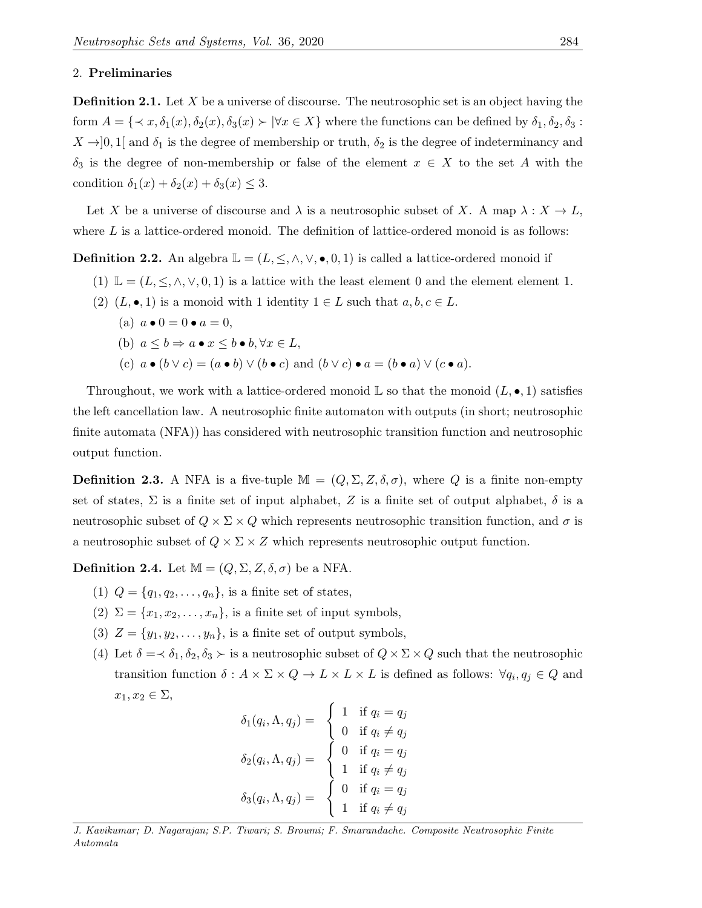## 2. **Preliminaries**

**Definition 2.1.** Let $X$ be a universe of discourse. The neutrosophic set is an object having the form $A = \{\prec x, \delta_1(x), \delta_2(x), \delta_3(x) \succ |\forall x \in X\}$ where the functions can be defined by $\delta_1, \delta_2, \delta_3 : X \to ]0, 1[$ and $\delta_1$ is the degree of membership or truth, $\delta_2$ is the degree of indeterminancy and $\delta_3$ is the degree of non-membership or false of the element $x \in X$ to the set $A$ with the condition $\delta_1(x) + \delta_2(x) + \delta_3(x) \leq 3$.

Let $X$ be a universe of discourse and $\lambda$ is a neutrosophic subset of $X$. A map $\lambda : X \to L$, where $L$ is a lattice-ordered monoid. The definition of lattice-ordered monoid is as follows:

**Definition 2.2.** An algebra $\mathbb{L} = (L, \leq, \wedge, \vee, \bullet, 0, 1)$ is called a lattice-ordered monoid if

1. $\mathbb{L} = (L, \leq, \wedge, \vee, 0, 1)$ is a lattice with the least element 0 and the element element 1.
2. $(L, \bullet, 1)$ is a monoid with 1 identity $1 \in L$ such that $a, b, c \in L$.
   - (a) $a \bullet 0 = 0 \bullet a = 0$,
   - (b) $a \leq b \Rightarrow a \bullet x \leq b \bullet b, \forall x \in L$,
   - (c) $a \bullet (b \vee c) = (a \bullet b) \vee (b \bullet c)$ and $(b \vee c) \bullet a = (b \bullet a) \vee (c \bullet a)$.

Throughout, we work with a lattice-ordered monoid $\mathbb{L}$ so that the monoid $(L, \bullet, 1)$ satisfies the left cancellation law. A neutrosophic finite automaton with outputs (in short; neutrosophic finite automata (NFA)) has considered with neutrosophic transition function and neutrosophic output function.

**Definition 2.3.** A NFA is a five-tuple $\mathbb{M} = (Q, \Sigma, Z, \delta, \sigma)$, where $Q$ is a finite non-empty set of states, $\Sigma$ is a finite set of input alphabet, $Z$ is a finite set of output alphabet, $\delta$ is a neutrosophic subset of $Q \times \Sigma \times Q$ which represents neutrosophic transition function, and $\sigma$ is a neutrosophic subset of $Q \times \Sigma \times Z$ which represents neutrosophic output function.

**Definition 2.4.** Let $\mathbb{M} = (Q, \Sigma, Z, \delta, \sigma)$ be a NFA.

1. $Q = \{q_1, q_2, \ldots, q_n\}$, is a finite set of states,
2. $\Sigma = \{x_1, x_2, \ldots, x_n\}$, is a finite set of input symbols,
3. $Z = \{y_1, y_2, \ldots, y_n\}$, is a finite set of output symbols,
4. Let $\delta = \prec \delta_1, \delta_2, \delta_3 \succ$ is a neutrosophic subset of $Q \times \Sigma \times Q$ such that the neutrosophic transition function $\delta : A \times \Sigma \times Q \to L \times L \times L$ is defined as follows: $\forall q_i, q_j \in Q$ and $x_1, x_2 \in \Sigma$,

$$\delta_1(q_i, \Lambda, q_j) = \begin{cases} 1 & \text{if } q_i = q_j \\ 0 & \text{if } q_i \neq q_j \end{cases}$$

$$\delta_2(q_i, \Lambda, q_j) = \begin{cases} 0 & \text{if } q_i = q_j \\ 1 & \text{if } q_i \neq q_j \end{cases}$$

$$\delta_3(q_i, \Lambda, q_j) = \begin{cases} 0 & \text{if } q_i = q_j \\ 1 & \text{if } q_i \neq q_j \end{cases}$$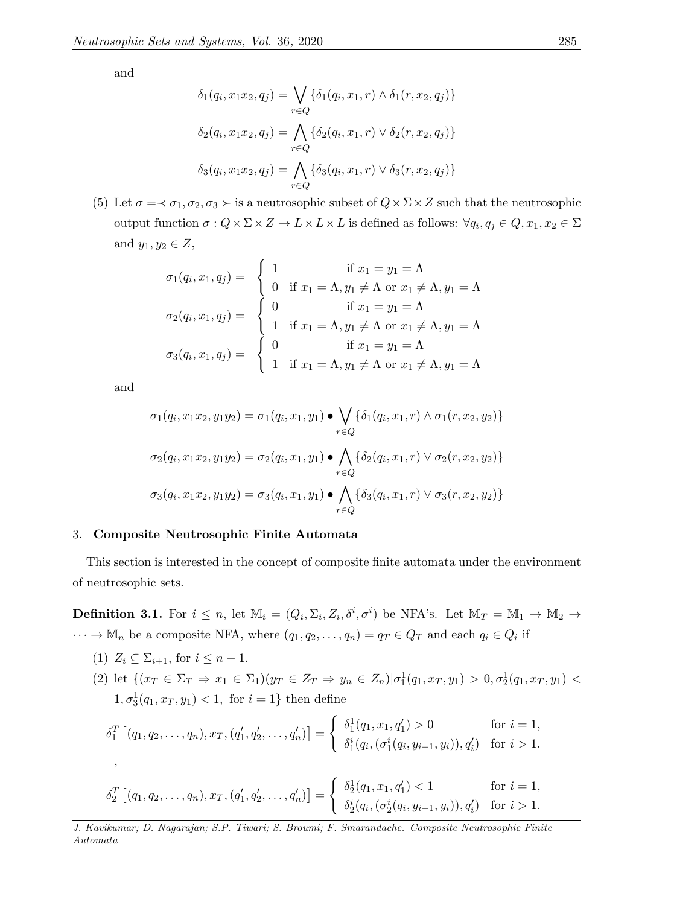and

$$\delta_1(q_i, x_1x_2, q_j) = \bigvee_{r \in Q} \{\delta_1(q_i, x_1, r) \wedge \delta_1(r, x_2, q_j)\}$$

$$\delta_2(q_i, x_1x_2, q_j) = \bigwedge_{r \in Q} \{\delta_2(q_i, x_1, r) \vee \delta_2(r, x_2, q_j)\}$$

$$\delta_3(q_i, x_1x_2, q_j) = \bigwedge_{r \in Q} \{\delta_3(q_i, x_1, r) \vee \delta_3(r, x_2, q_j)\}$$

(5) Let $\sigma = \prec \sigma_1, \sigma_2, \sigma_3 \succ$ is a neutrosophic subset of $Q \times \Sigma \times Z$ such that the neutrosophic output function $\sigma : Q \times \Sigma \times Z \to L \times L \times L$ is defined as follows: $\forall q_i, q_j \in Q, x_1, x_2 \in \Sigma$ and $y_1, y_2 \in Z$,

$$\sigma_1(q_i, x_1, q_j) = \begin{cases} 1 & \text{if } x_1 = y_1 = \Lambda \\ 0 & \text{if } x_1 = \Lambda, y_1 \neq \Lambda \text{ or } x_1 \neq \Lambda, y_1 = \Lambda \end{cases}$$

$$\sigma_2(q_i, x_1, q_j) = \begin{cases} 0 & \text{if } x_1 = y_1 = \Lambda \\ 1 & \text{if } x_1 = \Lambda, y_1 \neq \Lambda \text{ or } x_1 \neq \Lambda, y_1 = \Lambda \end{cases}$$

$$\sigma_3(q_i, x_1, q_j) = \begin{cases} 0 & \text{if } x_1 = y_1 = \Lambda \\ 1 & \text{if } x_1 = \Lambda, y_1 \neq \Lambda \text{ or } x_1 \neq \Lambda, y_1 = \Lambda \end{cases}$$

and

$$\sigma_1(q_i, x_1x_2, y_1y_2) = \sigma_1(q_i, x_1, y_1) \bullet \bigvee_{r \in Q} \{\delta_1(q_i, x_1, r) \wedge \sigma_1(r, x_2, y_2)\}$$

$$\sigma_2(q_i, x_1x_2, y_1y_2) = \sigma_2(q_i, x_1, y_1) \bullet \bigwedge_{r \in Q} \{\delta_2(q_i, x_1, r) \vee \sigma_2(r, x_2, y_2)\}$$

$$\sigma_3(q_i, x_1x_2, y_1y_2) = \sigma_3(q_i, x_1, y_1) \bullet \bigwedge_{r \in Q} \{\delta_3(q_i, x_1, r) \vee \sigma_3(r, x_2, y_2)\}$$

## 3. Composite Neutrosophic Finite Automata

This section is interested in the concept of composite finite automata under the environment of neutrosophic sets.

**Definition 3.1.** For $i \leq n$, let $\mathbb{M}_i = (Q_i, \Sigma_i, Z_i, \delta^i, \sigma^i)$ be NFA's. Let $\mathbb{M}_T = \mathbb{M}_1 \to \mathbb{M}_2 \to \cdots \to \mathbb{M}_n$ be a composite NFA, where $(q_1, q_2, \ldots, q_n) = q_T \in Q_T$ and each $q_i \in Q_i$ if

(1) $Z_i \subseteq \Sigma_{i+1}$, for $i \leq n-1$.

(2) let $\{(x_T \in \Sigma_T \Rightarrow x_1 \in \Sigma_1)(y_T \in Z_T \Rightarrow y_n \in Z_n) | \sigma_1^1(q_1, x_T, y_1) > 0, \sigma_2^1(q_1, x_T, y_1) < 1, \sigma_3^1(q_1, x_T, y_1) < 1, \text{ for } i = 1\}$ then define

$$\delta_1^T\left[(q_1, q_2, \ldots, q_n), x_T, (q_1', q_2', \ldots, q_n')\right] = \begin{cases} \delta_1^1(q_1, x_1, q_1') > 0 & \text{for } i = 1, \\ \delta_1^i(q_i, (\sigma_1^i(q_i, y_{i-1}, y_i)), q_i') & \text{for } i > 1. \end{cases}$$

,

$$\delta_2^T\left[(q_1, q_2, \ldots, q_n), x_T, (q_1', q_2', \ldots, q_n')\right] = \begin{cases} \delta_2^1(q_1, x_1, q_1') < 1 & \text{for } i = 1, \\ \delta_2^i(q_i, (\sigma_2^i(q_i, y_{i-1}, y_i)), q_i') & \text{for } i > 1. \end{cases}$$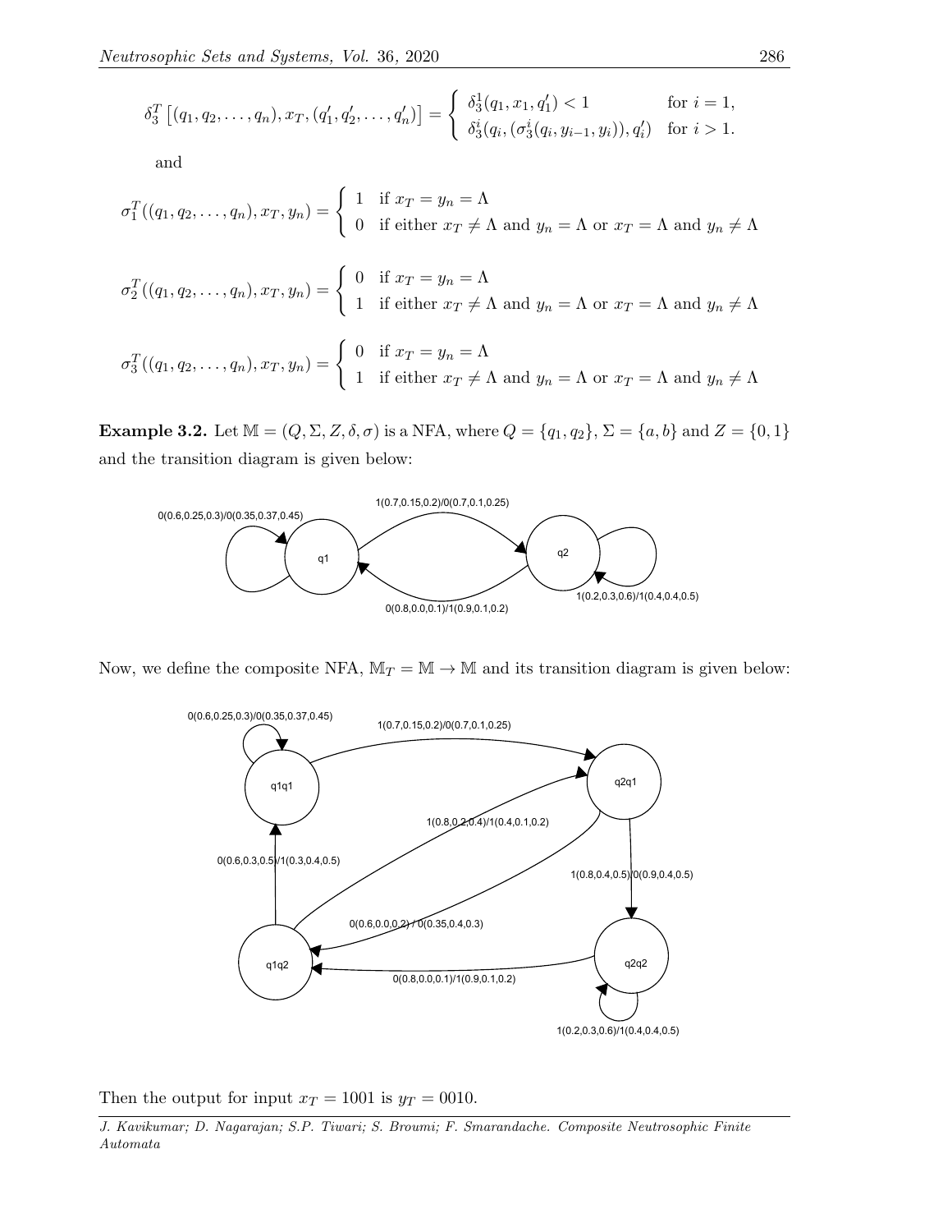$$\delta_3^T\left[(q_1, q_2, \ldots, q_n), x_T, (q_1', q_2', \ldots, q_n')\right] = \begin{cases} \delta_3^1(q_1, x_1, q_1') < 1 & \text{for } i = 1, \\ \delta_3^i(q_i, (\sigma_3^i(q_i, y_{i-1}, y_i)), q_i') & \text{for } i > 1. \end{cases}$$

and

$$\sigma_1^T((q_1, q_2, \ldots, q_n), x_T, y_n) = \begin{cases} 1 & \text{if } x_T = y_n = \Lambda \\ 0 & \text{if either } x_T \neq \Lambda \text{ and } y_n = \Lambda \text{ or } x_T = \Lambda \text{ and } y_n \neq \Lambda \end{cases}$$

$$\sigma_2^T((q_1, q_2, \ldots, q_n), x_T, y_n) = \begin{cases} 0 & \text{if } x_T = y_n = \Lambda \\ 1 & \text{if either } x_T \neq \Lambda \text{ and } y_n = \Lambda \text{ or } x_T = \Lambda \text{ and } y_n \neq \Lambda \end{cases}$$

$$\sigma_3^T((q_1, q_2, \ldots, q_n), x_T, y_n) = \begin{cases} 0 & \text{if } x_T = y_n = \Lambda \\ 1 & \text{if either } x_T \neq \Lambda \text{ and } y_n = \Lambda \text{ or } x_T = \Lambda \text{ and } y_n \neq \Lambda \end{cases}$$

**Example 3.2.** Let $\mathbb{M} = (Q, \Sigma, Z, \delta, \sigma)$ is a NFA, where $Q = \{q_1, q_2\}$, $\Sigma = \{a, b\}$ and $Z = \{0, 1\}$ and the transition diagram is given below:

Now, we define the composite NFA, $\mathbb{M}_T = \mathbb{M} \rightarrow \mathbb{M}$ and its transition diagram is given below:

Then the output for input $x_T = 1001$ is $y_T = 0010$.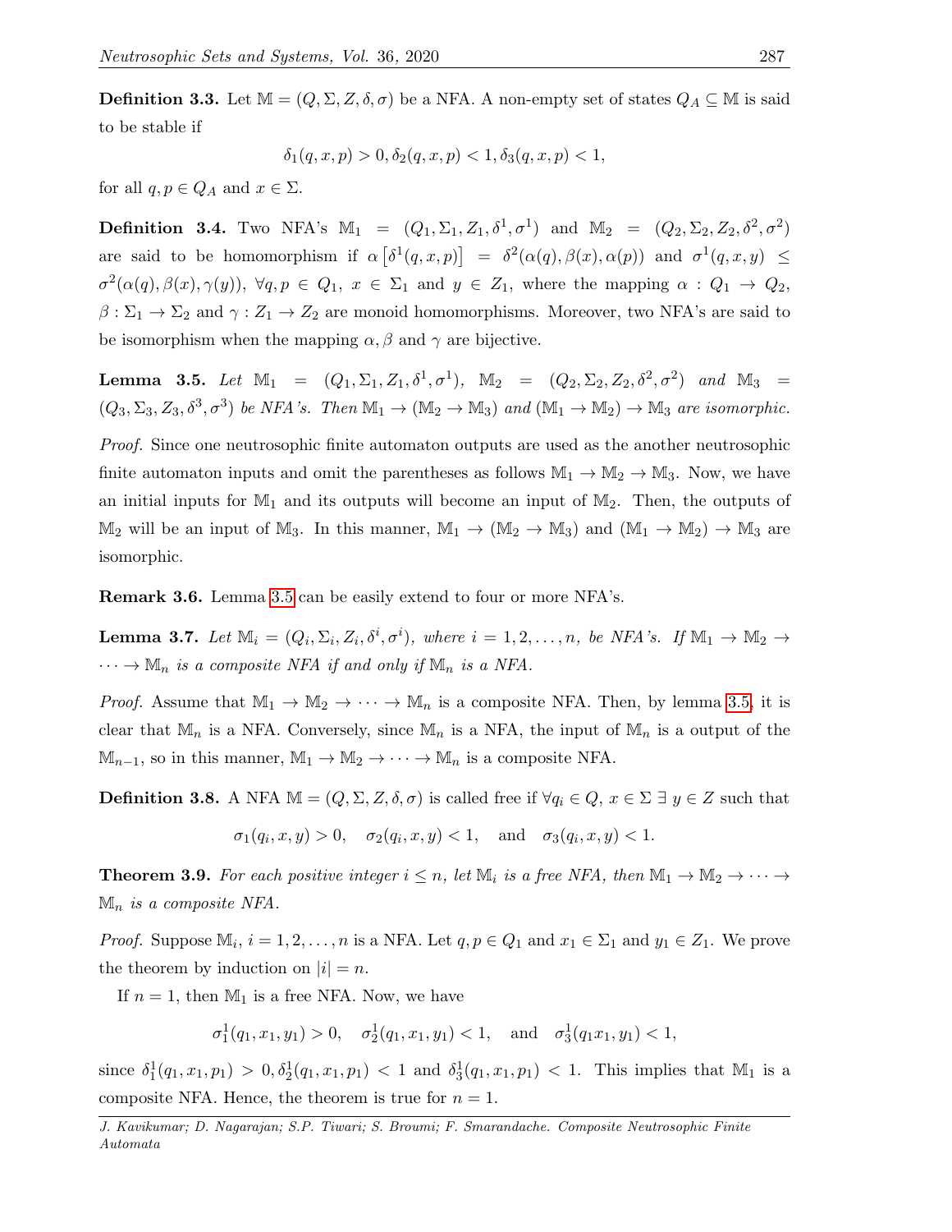**Definition 3.3.** Let $\mathbb{M} = (Q, \Sigma, Z, \delta, \sigma)$ be a NFA. A non-empty set of states $Q_A \subseteq \mathbb{M}$ is said to be stable if

$$\delta_1(q, x, p) > 0, \delta_2(q, x, p) < 1, \delta_3(q, x, p) < 1,$$

for all $q, p \in Q_A$ and $x \in \Sigma$.

**Definition 3.4.** Two NFA's $\mathbb{M}_1 = (Q_1, \Sigma_1, Z_1, \delta^1, \sigma^1)$ and $\mathbb{M}_2 = (Q_2, \Sigma_2, Z_2, \delta^2, \sigma^2)$ are said to be homomorphism if $\alpha\left[\delta^1(q, x, p)\right] = \delta^2(\alpha(q), \beta(x), \alpha(p))$ and $\sigma^1(q, x, y) \leq \sigma^2(\alpha(q), \beta(x), \gamma(y))$, $\forall q, p \in Q_1$, $x \in \Sigma_1$ and $y \in Z_1$, where the mapping $\alpha : Q_1 \to Q_2$, $\beta : \Sigma_1 \to \Sigma_2$ and $\gamma : Z_1 \to Z_2$ are monoid homomorphisms. Moreover, two NFA's are said to be isomorphism when the mapping $\alpha, \beta$ and $\gamma$ are bijective.

**Lemma 3.5.** *Let $\mathbb{M}_1 = (Q_1, \Sigma_1, Z_1, \delta^1, \sigma^1)$, $\mathbb{M}_2 = (Q_2, \Sigma_2, Z_2, \delta^2, \sigma^2)$ and $\mathbb{M}_3 = (Q_3, \Sigma_3, Z_3, \delta^3, \sigma^3)$ be NFA's. Then $\mathbb{M}_1 \to (\mathbb{M}_2 \to \mathbb{M}_3)$ and $(\mathbb{M}_1 \to \mathbb{M}_2) \to \mathbb{M}_3$ are isomorphic.*

*Proof.* Since one neutrosophic finite automaton outputs are used as the another neutrosophic finite automaton inputs and omit the parentheses as follows $\mathbb{M}_1 \to \mathbb{M}_2 \to \mathbb{M}_3$. Now, we have an initial inputs for $\mathbb{M}_1$ and its outputs will become an input of $\mathbb{M}_2$. Then, the outputs of $\mathbb{M}_2$ will be an input of $\mathbb{M}_3$. In this manner, $\mathbb{M}_1 \to (\mathbb{M}_2 \to \mathbb{M}_3)$ and $(\mathbb{M}_1 \to \mathbb{M}_2) \to \mathbb{M}_3$ are isomorphic.

**Remark 3.6.** Lemma 3.5 can be easily extend to four or more NFA's.

**Lemma 3.7.** *Let $\mathbb{M}_i = (Q_i, \Sigma_i, Z_i, \delta^i, \sigma^i)$, where $i = 1, 2, \ldots, n$, be NFA's. If $\mathbb{M}_1 \to \mathbb{M}_2 \to \cdots \to \mathbb{M}_n$ is a composite NFA if and only if $\mathbb{M}_n$ is a NFA.*

*Proof.* Assume that $\mathbb{M}_1 \to \mathbb{M}_2 \to \cdots \to \mathbb{M}_n$ is a composite NFA. Then, by lemma 3.5, it is clear that $\mathbb{M}_n$ is a NFA. Conversely, since $\mathbb{M}_n$ is a NFA, the input of $\mathbb{M}_n$ is a output of the $\mathbb{M}_{n-1}$, so in this manner, $\mathbb{M}_1 \to \mathbb{M}_2 \to \cdots \to \mathbb{M}_n$ is a composite NFA.

**Definition 3.8.** A NFA $\mathbb{M} = (Q, \Sigma, Z, \delta, \sigma)$ is called free if $\forall q_i \in Q$, $x \in \Sigma$ $\exists$ $y \in Z$ such that

$$\sigma_1(q_i, x, y) > 0, \quad \sigma_2(q_i, x, y) < 1, \quad \text{and} \quad \sigma_3(q_i, x, y) < 1.$$

**Theorem 3.9.** *For each positive integer $i \leq n$, let $\mathbb{M}_i$ is a free NFA, then $\mathbb{M}_1 \to \mathbb{M}_2 \to \cdots \to \mathbb{M}_n$ is a composite NFA.*

*Proof.* Suppose $\mathbb{M}_i$, $i = 1, 2, \ldots, n$ is a NFA. Let $q, p \in Q_1$ and $x_1 \in \Sigma_1$ and $y_1 \in Z_1$. We prove the theorem by induction on $|i| = n$.

If $n = 1$, then $\mathbb{M}_1$ is a free NFA. Now, we have

$$\sigma_1^1(q_1, x_1, y_1) > 0, \quad \sigma_2^1(q_1, x_1, y_1) < 1, \quad \text{and} \quad \sigma_3^1(q_1 x_1, y_1) < 1,$$

since $\delta_1^1(q_1, x_1, p_1) > 0, \delta_2^1(q_1, x_1, p_1) < 1$ and $\delta_3^1(q_1, x_1, p_1) < 1$. This implies that $\mathbb{M}_1$ is a composite NFA. Hence, the theorem is true for $n = 1$.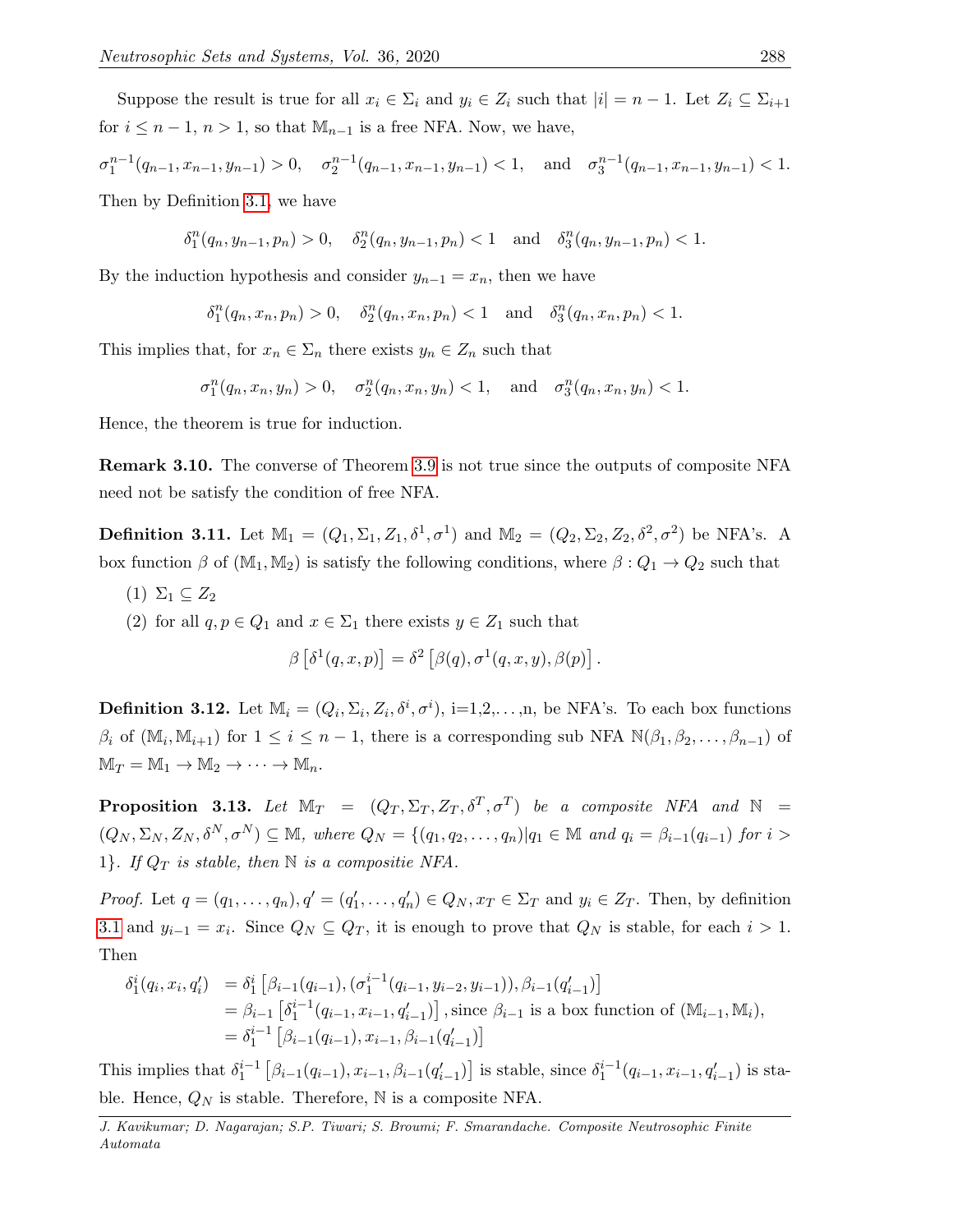Suppose the result is true for all $x_i \in \Sigma_i$ and $y_i \in Z_i$ such that $|i| = n-1$. Let $Z_i \subseteq \Sigma_{i+1}$ for $i \leq n-1$, $n > 1$, so that $\mathbb{M}_{n-1}$ is a free NFA. Now, we have,

$$\sigma_1^{n-1}(q_{n-1}, x_{n-1}, y_{n-1}) > 0, \quad \sigma_2^{n-1}(q_{n-1}, x_{n-1}, y_{n-1}) < 1, \quad \text{and} \quad \sigma_3^{n-1}(q_{n-1}, x_{n-1}, y_{n-1}) < 1.$$

Then by Definition 3.1, we have

$$\delta_1^n(q_n, y_{n-1}, p_n) > 0, \quad \delta_2^n(q_n, y_{n-1}, p_n) < 1 \quad \text{and} \quad \delta_3^n(q_n, y_{n-1}, p_n) < 1.$$

By the induction hypothesis and consider $y_{n-1} = x_n$, then we have

$$\delta_1^n(q_n, x_n, p_n) > 0, \quad \delta_2^n(q_n, x_n, p_n) < 1 \quad \text{and} \quad \delta_3^n(q_n, x_n, p_n) < 1.$$

This implies that, for $x_n \in \Sigma_n$ there exists $y_n \in Z_n$ such that

$$\sigma_1^n(q_n, x_n, y_n) > 0, \quad \sigma_2^n(q_n, x_n, y_n) < 1, \quad \text{and} \quad \sigma_3^n(q_n, x_n, y_n) < 1.$$

Hence, the theorem is true for induction.

**Remark 3.10.** The converse of Theorem 3.9 is not true since the outputs of composite NFA need not be satisfy the condition of free NFA.

**Definition 3.11.** Let $\mathbb{M}_1 = (Q_1, \Sigma_1, Z_1, \delta^1, \sigma^1)$ and $\mathbb{M}_2 = (Q_2, \Sigma_2, Z_2, \delta^2, \sigma^2)$ be NFA's. A box function $\beta$ of $(\mathbb{M}_1, \mathbb{M}_2)$ is satisfy the following conditions, where $\beta : Q_1 \to Q_2$ such that

(1) $\Sigma_1 \subseteq Z_2$

(2) for all $q, p \in Q_1$ and $x \in \Sigma_1$ there exists $y \in Z_1$ such that

$$\beta\left[\delta^1(q, x, p)\right] = \delta^2\left[\beta(q), \sigma^1(q, x, y), \beta(p)\right].$$

**Definition 3.12.** Let $\mathbb{M}_i = (Q_i, \Sigma_i, Z_i, \delta^i, \sigma^i)$, i=1,2,...,n, be NFA's. To each box functions $\beta_i$ of $(\mathbb{M}_i, \mathbb{M}_{i+1})$ for $1 \leq i \leq n-1$, there is a corresponding sub NFA $\mathbb{N}(\beta_1, \beta_2, \ldots, \beta_{n-1})$ of $\mathbb{M}_T = \mathbb{M}_1 \to \mathbb{M}_2 \to \cdots \to \mathbb{M}_n$.

**Proposition 3.13.** *Let $\mathbb{M}_T = (Q_T, \Sigma_T, Z_T, \delta^T, \sigma^T)$ be a composite NFA and $\mathbb{N} = (Q_N, \Sigma_N, Z_N, \delta^N, \sigma^N) \subseteq \mathbb{M}$, where $Q_N = \{(q_1, q_2, \ldots, q_n) | q_1 \in \mathbb{M}$ and $q_i = \beta_{i-1}(q_{i-1})$ for $i > 1\}$. If $Q_T$ is stable, then $\mathbb{N}$ is a compositie NFA.*

*Proof.* Let $q = (q_1, \ldots, q_n), q' = (q'_1, \ldots, q'_n) \in Q_N, x_T \in \Sigma_T$ and $y_i \in Z_T$. Then, by definition 3.1 and $y_{i-1} = x_i$. Since $Q_N \subseteq Q_T$, it is enough to prove that $Q_N$ is stable, for each $i > 1$. Then

$$\begin{aligned}
\delta_1^i(q_i, x_i, q'_i) &= \delta_1^i\left[\beta_{i-1}(q_{i-1}), (\sigma_1^{i-1}(q_{i-1}, y_{i-2}, y_{i-1})), \beta_{i-1}(q'_{i-1})\right] \\
&= \beta_{i-1}\left[\delta_1^{i-1}(q_{i-1}, x_{i-1}, q'_{i-1})\right], \text{since } \beta_{i-1} \text{ is a box function of } (\mathbb{M}_{i-1}, \mathbb{M}_i), \\
&= \delta_1^{i-1}\left[\beta_{i-1}(q_{i-1}), x_{i-1}, \beta_{i-1}(q'_{i-1})\right]
\end{aligned}$$

This implies that $\delta_1^{i-1}\left[\beta_{i-1}(q_{i-1}), x_{i-1}, \beta_{i-1}(q'_{i-1})\right]$ is stable, since $\delta_1^{i-1}(q_{i-1}, x_{i-1}, q'_{i-1})$ is stable. Hence, $Q_N$ is stable. Therefore, $\mathbb{N}$ is a composite NFA.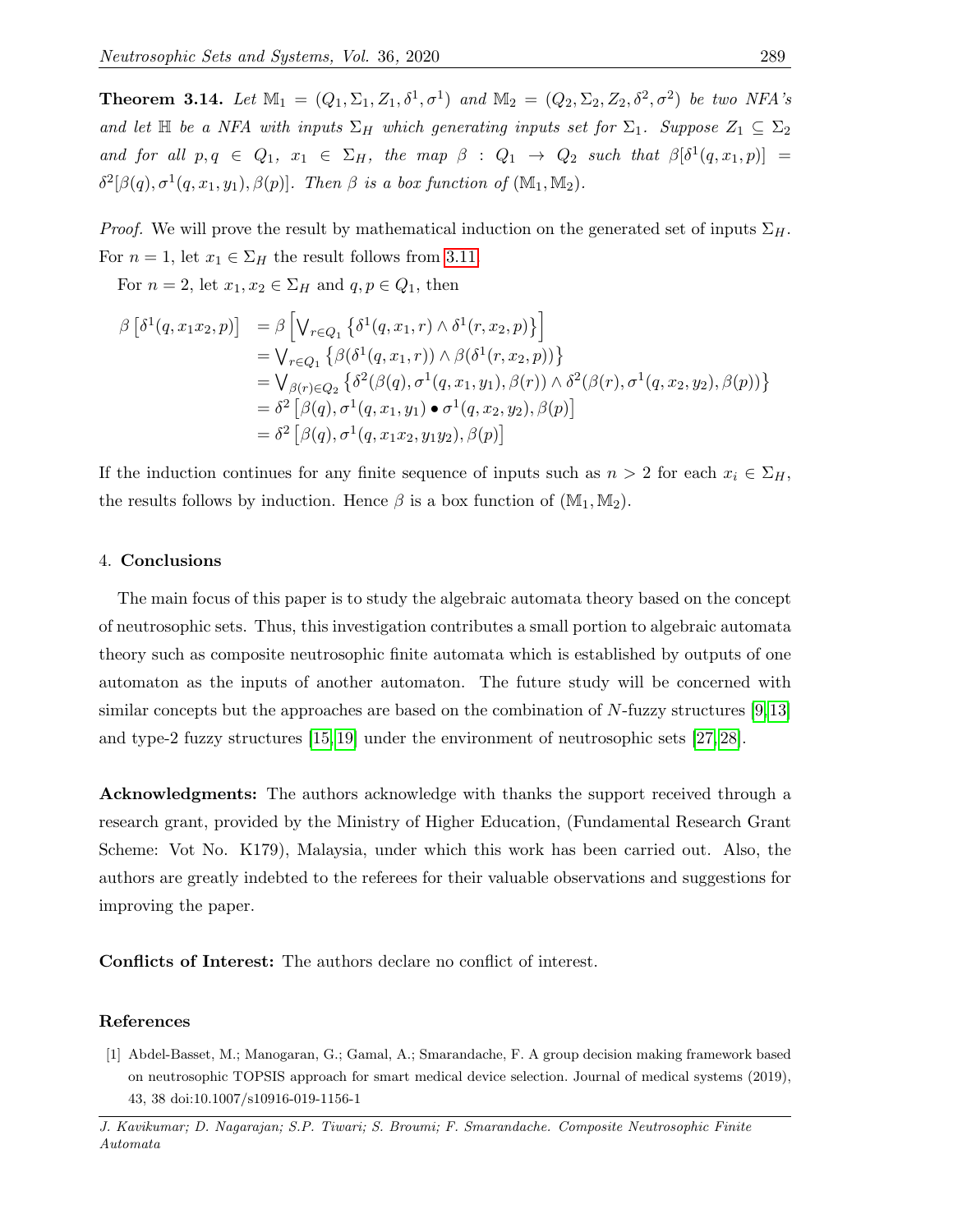**Theorem 3.14.** *Let $\mathbb{M}_1 = (Q_1, \Sigma_1, Z_1, \delta^1, \sigma^1)$ and $\mathbb{M}_2 = (Q_2, \Sigma_2, Z_2, \delta^2, \sigma^2)$ be two NFA's and let $\mathbb{H}$ be a NFA with inputs $\Sigma_H$ which generating inputs set for $\Sigma_1$. Suppose $Z_1 \subseteq \Sigma_2$ and for all $p, q \in Q_1$, $x_1 \in \Sigma_H$, the map $\beta : Q_1 \to Q_2$ such that $\beta[\delta^1(q, x_1, p)] = \delta^2[\beta(q), \sigma^1(q, x_1, y_1), \beta(p)]$. Then $\beta$ is a box function of $(\mathbb{M}_1, \mathbb{M}_2)$.*

*Proof.* We will prove the result by mathematical induction on the generated set of inputs $\Sigma_H$. For $n = 1$, let $x_1 \in \Sigma_H$ the result follows from 3.11.

For $n = 2$, let $x_1, x_2 \in \Sigma_H$ and $q, p \in Q_1$, then

$$
\begin{aligned}
\beta\left[\delta^1(q, x_1x_2, p)\right] &= \beta\left[\bigvee_{r\in Q_1}\left\{\delta^1(q, x_1, r) \wedge \delta^1(r, x_2, p)\right\}\right] \\
&= \bigvee_{r\in Q_1}\left\{\beta(\delta^1(q, x_1, r)) \wedge \beta(\delta^1(r, x_2, p))\right\} \\
&= \bigvee_{\beta(r)\in Q_2}\left\{\delta^2(\beta(q), \sigma^1(q, x_1, y_1), \beta(r)) \wedge \delta^2(\beta(r), \sigma^1(q, x_2, y_2), \beta(p))\right\} \\
&= \delta^2\left[\beta(q), \sigma^1(q, x_1, y_1) \bullet \sigma^1(q, x_2, y_2), \beta(p)\right] \\
&= \delta^2\left[\beta(q), \sigma^1(q, x_1x_2, y_1y_2), \beta(p)\right]
\end{aligned}
$$

If the induction continues for any finite sequence of inputs such as $n > 2$ for each $x_i \in \Sigma_H$, the results follows by induction. Hence $\beta$ is a box function of $(\mathbb{M}_1, \mathbb{M}_2)$.

## 4. Conclusions

The main focus of this paper is to study the algebraic automata theory based on the concept of neutrosophic sets. Thus, this investigation contributes a small portion to algebraic automata theory such as composite neutrosophic finite automata which is established by outputs of one automaton as the inputs of another automaton. The future study will be concerned with similar concepts but the approaches are based on the combination of $N$-fuzzy structures [9,13] and type-2 fuzzy structures [15,19] under the environment of neutrosophic sets [27,28].

**Acknowledgments:** The authors acknowledge with thanks the support received through a research grant, provided by the Ministry of Higher Education, (Fundamental Research Grant Scheme: Vot No. K179), Malaysia, under which this work has been carried out. Also, the authors are greatly indebted to the referees for their valuable observations and suggestions for improving the paper.

**Conflicts of Interest:** The authors declare no conflict of interest.

## References

[1] Abdel-Basset, M.; Manogaran, G.; Gamal, A.; Smarandache, F. A group decision making framework based on neutrosophic TOPSIS approach for smart medical device selection. Journal of medical systems (2019), 43, 38 doi:10.1007/s10916-019-1156-1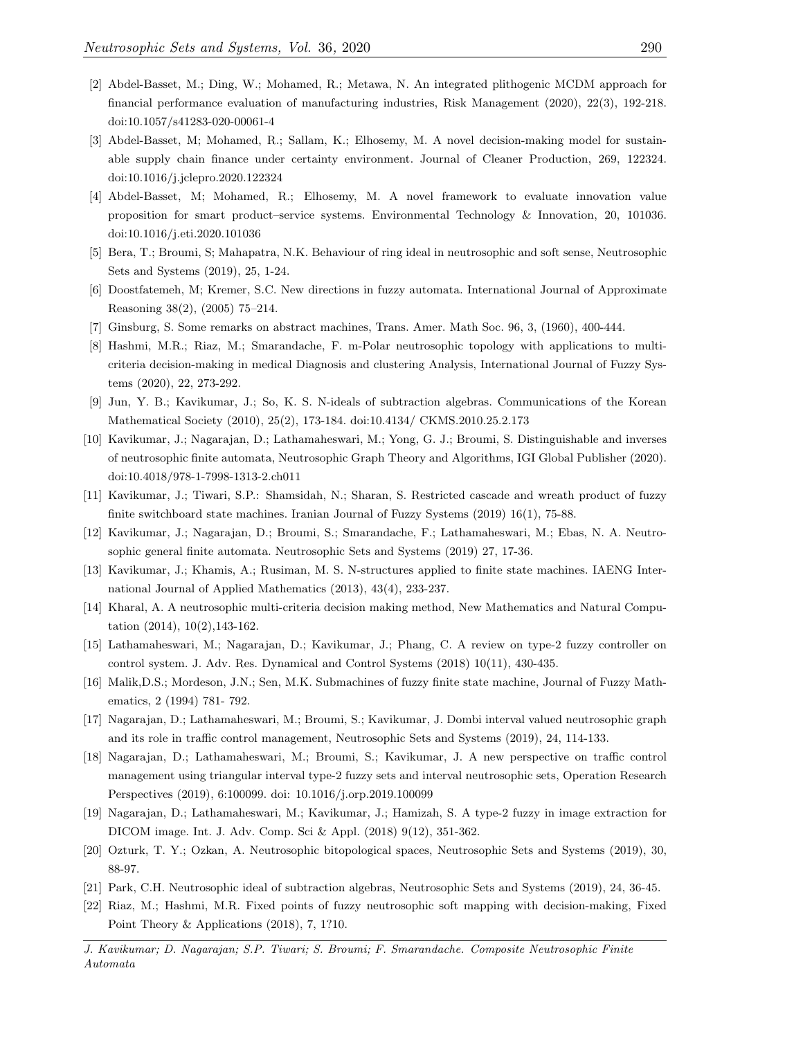[2] Abdel-Basset, M.; Ding, W.; Mohamed, R.; Metawa, N. An integrated plithogenic MCDM approach for financial performance evaluation of manufacturing industries, Risk Management (2020), 22(3), 192-218. doi:10.1057/s41283-020-00061-4

[3] Abdel-Basset, M; Mohamed, R.; Sallam, K.; Elhosemy, M. A novel decision-making model for sustainable supply chain finance under certainty environment. Journal of Cleaner Production, 269, 122324. doi:10.1016/j.jclepro.2020.122324

[4] Abdel-Basset, M; Mohamed, R.; Elhosemy, M. A novel framework to evaluate innovation value proposition for smart product–service systems. Environmental Technology & Innovation, 20, 101036. doi:10.1016/j.eti.2020.101036

[5] Bera, T.; Broumi, S; Mahapatra, N.K. Behaviour of ring ideal in neutrosophic and soft sense, Neutrosophic Sets and Systems (2019), 25, 1-24.

[6] Doostfatemeh, M; Kremer, S.C. New directions in fuzzy automata. International Journal of Approximate Reasoning 38(2), (2005) 75–214.

[7] Ginsburg, S. Some remarks on abstract machines, Trans. Amer. Math Soc. 96, 3, (1960), 400-444.

[8] Hashmi, M.R.; Riaz, M.; Smarandache, F. m-Polar neutrosophic topology with applications to multi-criteria decision-making in medical Diagnosis and clustering Analysis, International Journal of Fuzzy Systems (2020), 22, 273-292.

[9] Jun, Y. B.; Kavikumar, J.; So, K. S. N-ideals of subtraction algebras. Communications of the Korean Mathematical Society (2010), 25(2), 173-184. doi:10.4134/ CKMS.2010.25.2.173

[10] Kavikumar, J.; Nagarajan, D.; Lathamaheswari, M.; Yong, G. J.; Broumi, S. Distinguishable and inverses of neutrosophic finite automata, Neutrosophic Graph Theory and Algorithms, IGI Global Publisher (2020). doi:10.4018/978-1-7998-1313-2.ch011

[11] Kavikumar, J.; Tiwari, S.P.: Shamsidah, N.; Sharan, S. Restricted cascade and wreath product of fuzzy finite switchboard state machines. Iranian Journal of Fuzzy Systems (2019) 16(1), 75-88.

[12] Kavikumar, J.; Nagarajan, D.; Broumi, S.; Smarandache, F.; Lathamaheswari, M.; Ebas, N. A. Neutrosophic general finite automata. Neutrosophic Sets and Systems (2019) 27, 17-36.

[13] Kavikumar, J.; Khamis, A.; Rusiman, M. S. N-structures applied to finite state machines. IAENG International Journal of Applied Mathematics (2013), 43(4), 233-237.

[14] Kharal, A. A neutrosophic multi-criteria decision making method, New Mathematics and Natural Computation (2014), 10(2),143-162.

[15] Lathamaheswari, M.; Nagarajan, D.; Kavikumar, J.; Phang, C. A review on type-2 fuzzy controller on control system. J. Adv. Res. Dynamical and Control Systems (2018) 10(11), 430-435.

[16] Malik,D.S.; Mordeson, J.N.; Sen, M.K. Submachines of fuzzy finite state machine, Journal of Fuzzy Mathematics, 2 (1994) 781- 792.

[17] Nagarajan, D.; Lathamaheswari, M.; Broumi, S.; Kavikumar, J. Dombi interval valued neutrosophic graph and its role in traffic control management, Neutrosophic Sets and Systems (2019), 24, 114-133.

[18] Nagarajan, D.; Lathamaheswari, M.; Broumi, S.; Kavikumar, J. A new perspective on traffic control management using triangular interval type-2 fuzzy sets and interval neutrosophic sets, Operation Research Perspectives (2019), 6:100099. doi: 10.1016/j.orp.2019.100099

[19] Nagarajan, D.; Lathamaheswari, M.; Kavikumar, J.; Hamizah, S. A type-2 fuzzy in image extraction for DICOM image. Int. J. Adv. Comp. Sci & Appl. (2018) 9(12), 351-362.

[20] Ozturk, T. Y.; Ozkan, A. Neutrosophic bitopological spaces, Neutrosophic Sets and Systems (2019), 30, 88-97.

[21] Park, C.H. Neutrosophic ideal of subtraction algebras, Neutrosophic Sets and Systems (2019), 24, 36-45.

[22] Riaz, M.; Hashmi, M.R. Fixed points of fuzzy neutrosophic soft mapping with decision-making, Fixed Point Theory & Applications (2018), 7, 1?10.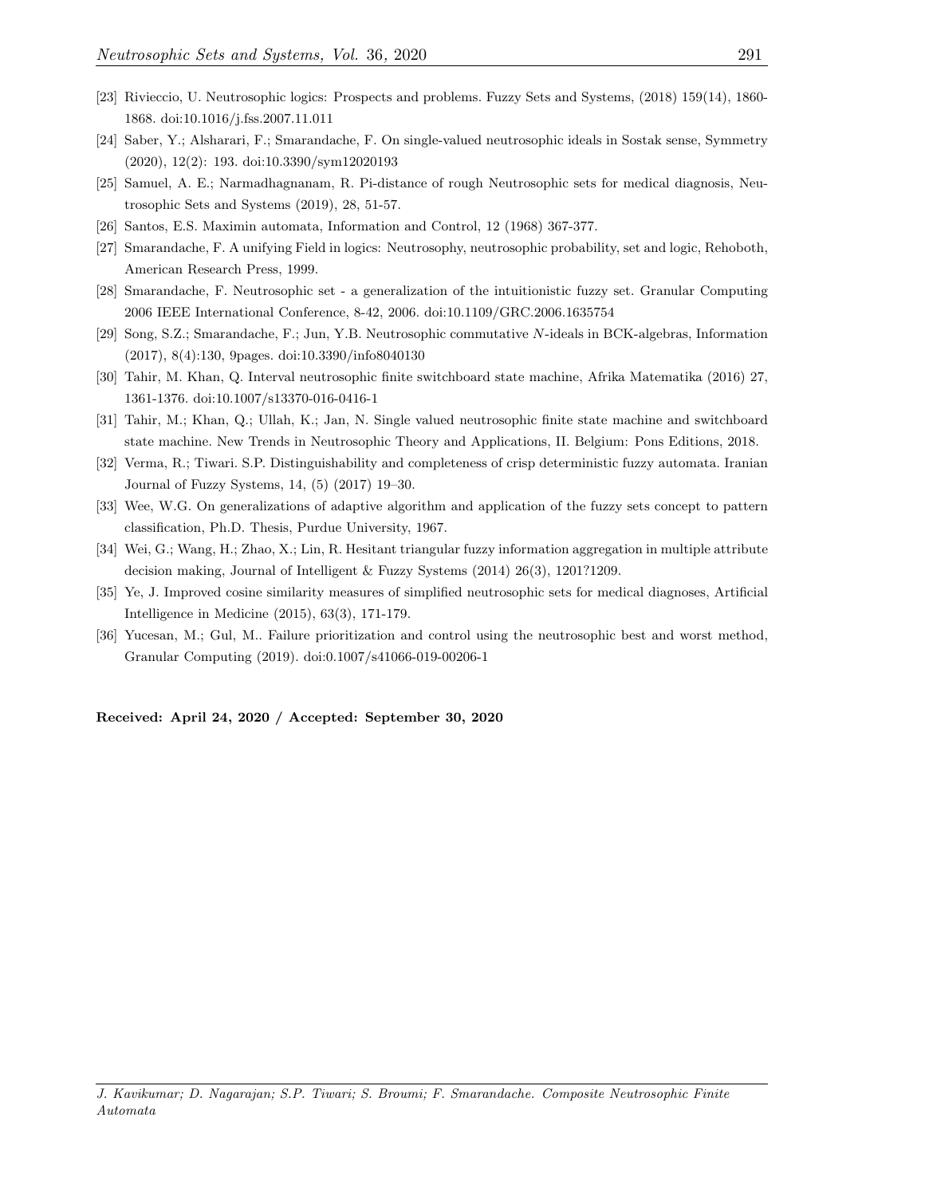[23] Rivieccio, U. Neutrosophic logics: Prospects and problems. Fuzzy Sets and Systems, (2018) 159(14), 1860-1868. doi:10.1016/j.fss.2007.11.011

[24] Saber, Y.; Alsharari, F.; Smarandache, F. On single-valued neutrosophic ideals in Sostak sense, Symmetry (2020), 12(2): 193. doi:10.3390/sym12020193

[25] Samuel, A. E.; Narmadhagnanam, R. Pi-distance of rough Neutrosophic sets for medical diagnosis, Neutrosophic Sets and Systems (2019), 28, 51-57.

[26] Santos, E.S. Maximin automata, Information and Control, 12 (1968) 367-377.

[27] Smarandache, F. A unifying Field in logics: Neutrosophy, neutrosophic probability, set and logic, Rehoboth, American Research Press, 1999.

[28] Smarandache, F. Neutrosophic set - a generalization of the intuitionistic fuzzy set. Granular Computing 2006 IEEE International Conference, 8-42, 2006. doi:10.1109/GRC.2006.1635754

[29] Song, S.Z.; Smarandache, F.; Jun, Y.B. Neutrosophic commutative $N$-ideals in BCK-algebras, Information (2017), 8(4):130, 9pages. doi:10.3390/info8040130

[30] Tahir, M. Khan, Q. Interval neutrosophic finite switchboard state machine, Afrika Matematika (2016) 27, 1361-1376. doi:10.1007/s13370-016-0416-1

[31] Tahir, M.; Khan, Q.; Ullah, K.; Jan, N. Single valued neutrosophic finite state machine and switchboard state machine. New Trends in Neutrosophic Theory and Applications, II. Belgium: Pons Editions, 2018.

[32] Verma, R.; Tiwari. S.P. Distinguishability and completeness of crisp deterministic fuzzy automata. Iranian Journal of Fuzzy Systems, 14, (5) (2017) 19–30.

[33] Wee, W.G. On generalizations of adaptive algorithm and application of the fuzzy sets concept to pattern classification, Ph.D. Thesis, Purdue University, 1967.

[34] Wei, G.; Wang, H.; Zhao, X.; Lin, R. Hesitant triangular fuzzy information aggregation in multiple attribute decision making, Journal of Intelligent & Fuzzy Systems (2014) 26(3), 1201?1209.

[35] Ye, J. Improved cosine similarity measures of simplified neutrosophic sets for medical diagnoses, Artificial Intelligence in Medicine (2015), 63(3), 171-179.

[36] Yucesan, M.; Gul, M.. Failure prioritization and control using the neutrosophic best and worst method, Granular Computing (2019). doi:0.1007/s41066-019-00206-1

**Received: April 24, 2020 / Accepted: September 30, 2020**